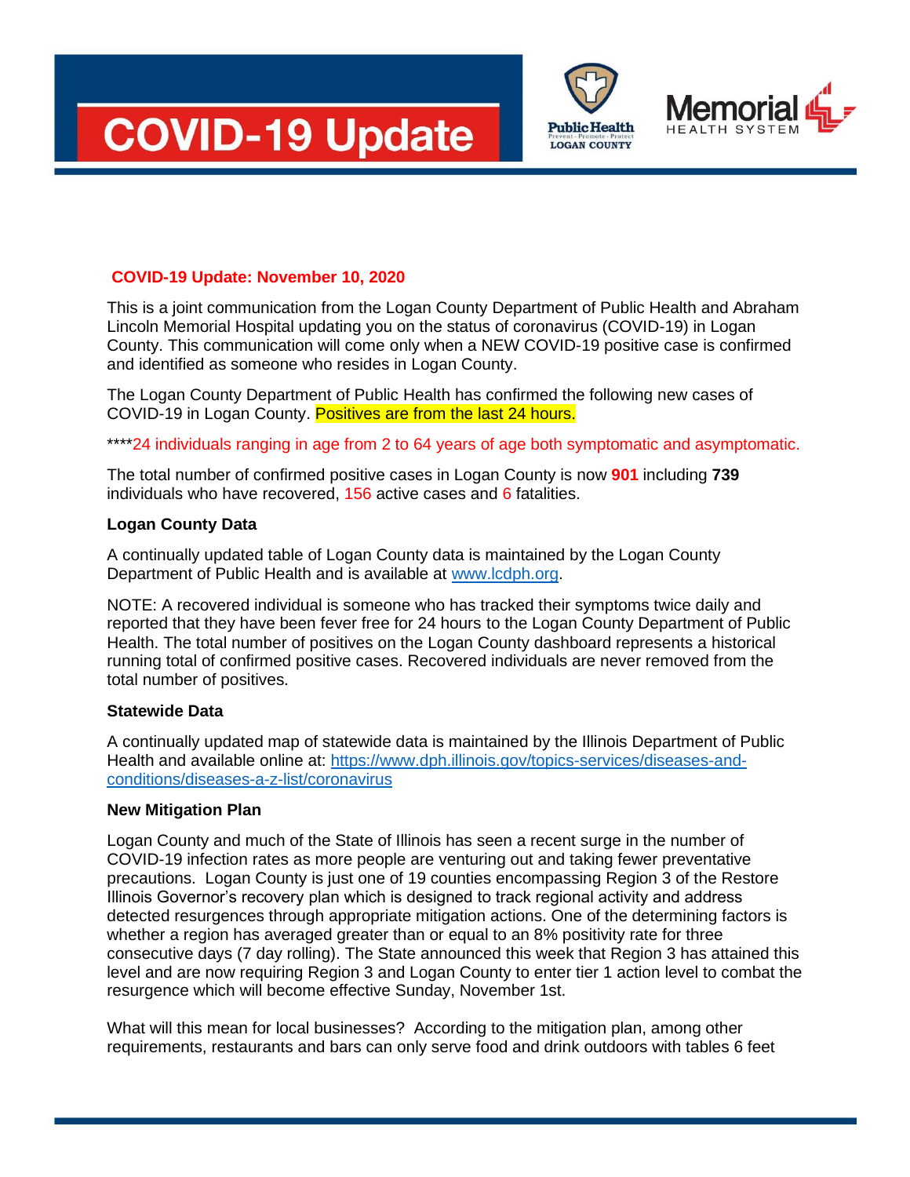# COVID-19 Update

Public Health LOGAN COUNTY Prevent · Promote · Protect

Memorial HEALTH SYSTEM

**COVID-19 Update: November 10, 2020**

This is a joint communication from the Logan County Department of Public Health and Abraham Lincoln Memorial Hospital updating you on the status of coronavirus (COVID-19) in Logan County. This communication will come only when a NEW COVID-19 positive case is confirmed and identified as someone who resides in Logan County.

The Logan County Department of Public Health has confirmed the following new cases of COVID-19 in Logan County. Positives are from the last 24 hours.

****24 individuals ranging in age from 2 to 64 years of age both symptomatic and asymptomatic.

The total number of confirmed positive cases in Logan County is now **901** including **739** individuals who have recovered, 156 active cases and 6 fatalities.

**Logan County Data**

A continually updated table of Logan County data is maintained by the Logan County Department of Public Health and is available at [www.lcdph.org](http://www.lcdph.org).

NOTE: A recovered individual is someone who has tracked their symptoms twice daily and reported that they have been fever free for 24 hours to the Logan County Department of Public Health. The total number of positives on the Logan County dashboard represents a historical running total of confirmed positive cases. Recovered individuals are never removed from the total number of positives.

**Statewide Data**

A continually updated map of statewide data is maintained by the Illinois Department of Public Health and available online at: [https://www.dph.illinois.gov/topics-services/diseases-and-conditions/diseases-a-z-list/coronavirus](https://www.dph.illinois.gov/topics-services/diseases-and-conditions/diseases-a-z-list/coronavirus)

**New Mitigation Plan**

Logan County and much of the State of Illinois has seen a recent surge in the number of COVID-19 infection rates as more people are venturing out and taking fewer preventative precautions. Logan County is just one of 19 counties encompassing Region 3 of the Restore Illinois Governor's recovery plan which is designed to track regional activity and address detected resurgences through appropriate mitigation actions. One of the determining factors is whether a region has averaged greater than or equal to an 8% positivity rate for three consecutive days (7 day rolling). The State announced this week that Region 3 has attained this level and are now requiring Region 3 and Logan County to enter tier 1 action level to combat the resurgence which will become effective Sunday, November 1st.

What will this mean for local businesses? According to the mitigation plan, among other requirements, restaurants and bars can only serve food and drink outdoors with tables 6 feet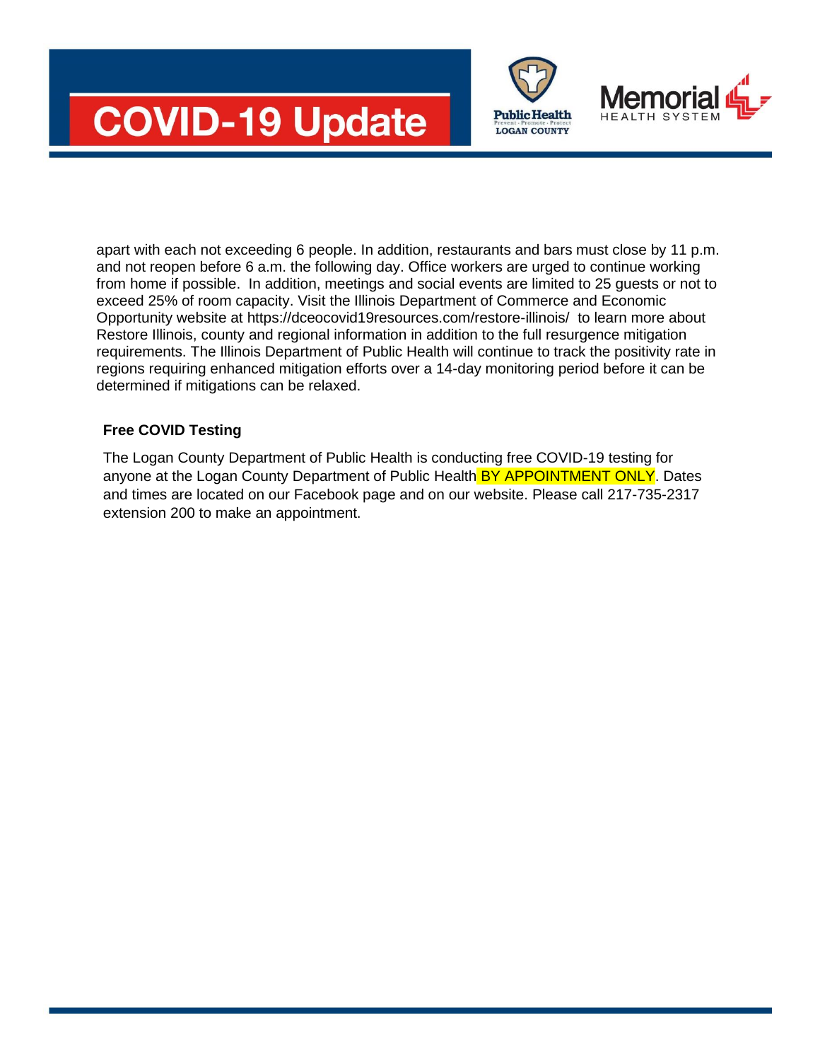apart with each not exceeding 6 people. In addition, restaurants and bars must close by 11 p.m. and not reopen before 6 a.m. the following day. Office workers are urged to continue working from home if possible. In addition, meetings and social events are limited to 25 guests or not to exceed 25% of room capacity. Visit the Illinois Department of Commerce and Economic Opportunity website at https://dceocovid19resources.com/restore-illinois/ to learn more about Restore Illinois, county and regional information in addition to the full resurgence mitigation requirements. The Illinois Department of Public Health will continue to track the positivity rate in regions requiring enhanced mitigation efforts over a 14-day monitoring period before it can be determined if mitigations can be relaxed.

**Free COVID Testing**

The Logan County Department of Public Health is conducting free COVID-19 testing for anyone at the Logan County Department of Public Health BY APPOINTMENT ONLY. Dates and times are located on our Facebook page and on our website. Please call 217-735-2317 extension 200 to make an appointment.